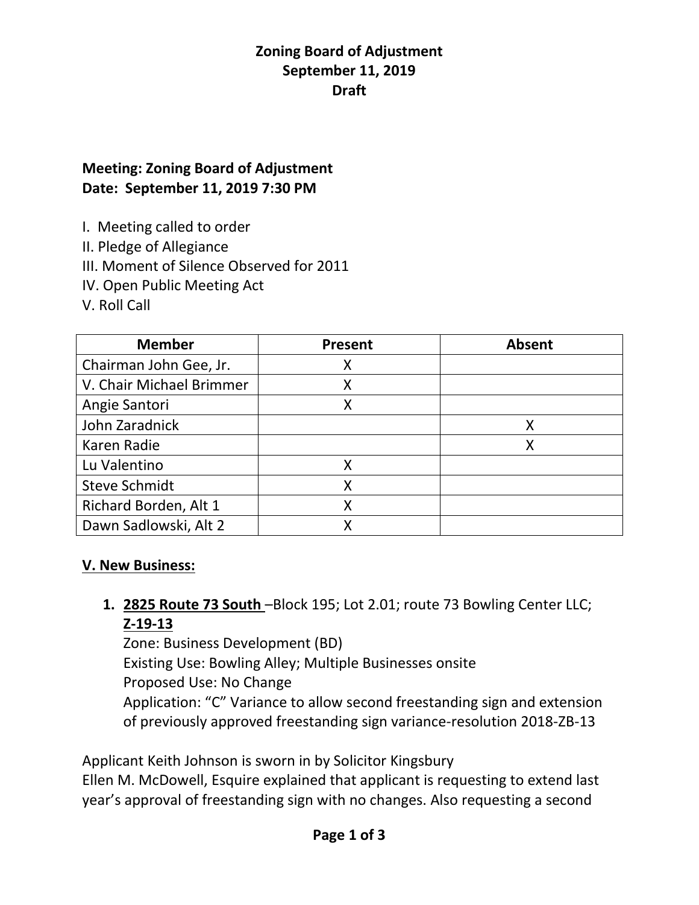# Zoning Board of Adjustment
## September 11, 2019
## Draft

**Meeting: Zoning Board of Adjustment**
**Date: September 11, 2019 7:30 PM**

I. Meeting called to order
II. Pledge of Allegiance
III. Moment of Silence Observed for 2011
IV. Open Public Meeting Act
V. Roll Call

| Member | Present | Absent |
|---|---|---|
| Chairman John Gee, Jr. | X | |
| V. Chair Michael Brimmer | X | |
| Angie Santori | X | |
| John Zaradnick | | X |
| Karen Radie | | X |
| Lu Valentino | X | |
| Steve Schmidt | X | |
| Richard Borden, Alt 1 | X | |
| Dawn Sadlowski, Alt 2 | X | |

**V. New Business:**

1. **2825 Route 73 South** –Block 195; Lot 2.01; route 73 Bowling Center LLC; **Z-19-13**
   Zone: Business Development (BD)
   Existing Use: Bowling Alley; Multiple Businesses onsite
   Proposed Use: No Change
   Application: "C" Variance to allow second freestanding sign and extension of previously approved freestanding sign variance-resolution 2018-ZB-13

Applicant Keith Johnson is sworn in by Solicitor Kingsbury
Ellen M. McDowell, Esquire explained that applicant is requesting to extend last year's approval of freestanding sign with no changes. Also requesting a second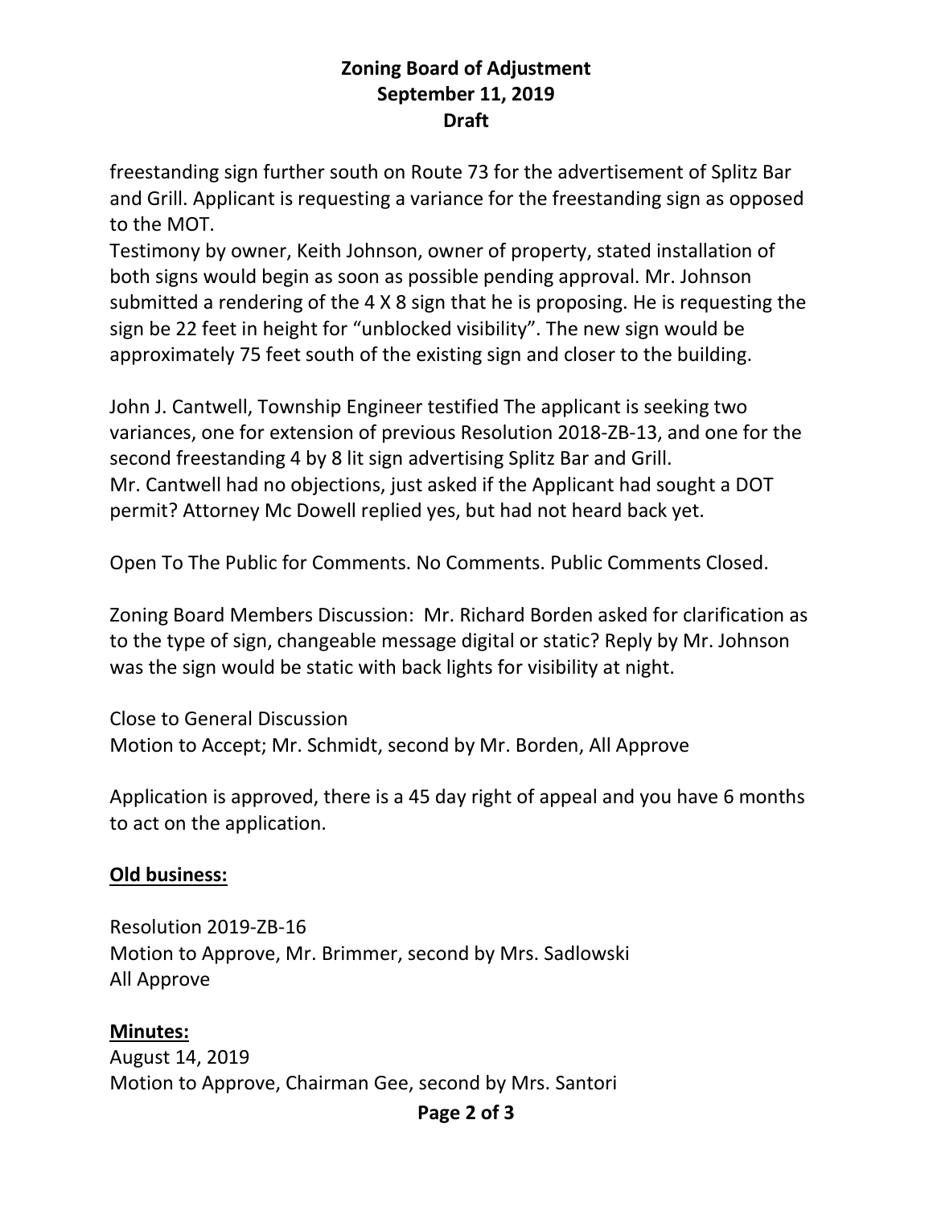freestanding sign further south on Route 73 for the advertisement of Splitz Bar and Grill. Applicant is requesting a variance for the freestanding sign as opposed to the MOT.
Testimony by owner, Keith Johnson, owner of property, stated installation of both signs would begin as soon as possible pending approval. Mr. Johnson submitted a rendering of the 4 X 8 sign that he is proposing. He is requesting the sign be 22 feet in height for "unblocked visibility". The new sign would be approximately 75 feet south of the existing sign and closer to the building.

John J. Cantwell, Township Engineer testified The applicant is seeking two variances, one for extension of previous Resolution 2018-ZB-13, and one for the second freestanding 4 by 8 lit sign advertising Splitz Bar and Grill.
Mr. Cantwell had no objections, just asked if the Applicant had sought a DOT permit? Attorney Mc Dowell replied yes, but had not heard back yet.

Open To The Public for Comments. No Comments. Public Comments Closed.

Zoning Board Members Discussion: Mr. Richard Borden asked for clarification as to the type of sign, changeable message digital or static? Reply by Mr. Johnson was the sign would be static with back lights for visibility at night.

Close to General Discussion
Motion to Accept; Mr. Schmidt, second by Mr. Borden, All Approve

Application is approved, there is a 45 day right of appeal and you have 6 months to act on the application.

**Old business:**

Resolution 2019-ZB-16
Motion to Approve, Mr. Brimmer, second by Mrs. Sadlowski
All Approve

**Minutes:**
August 14, 2019
Motion to Approve, Chairman Gee, second by Mrs. Santori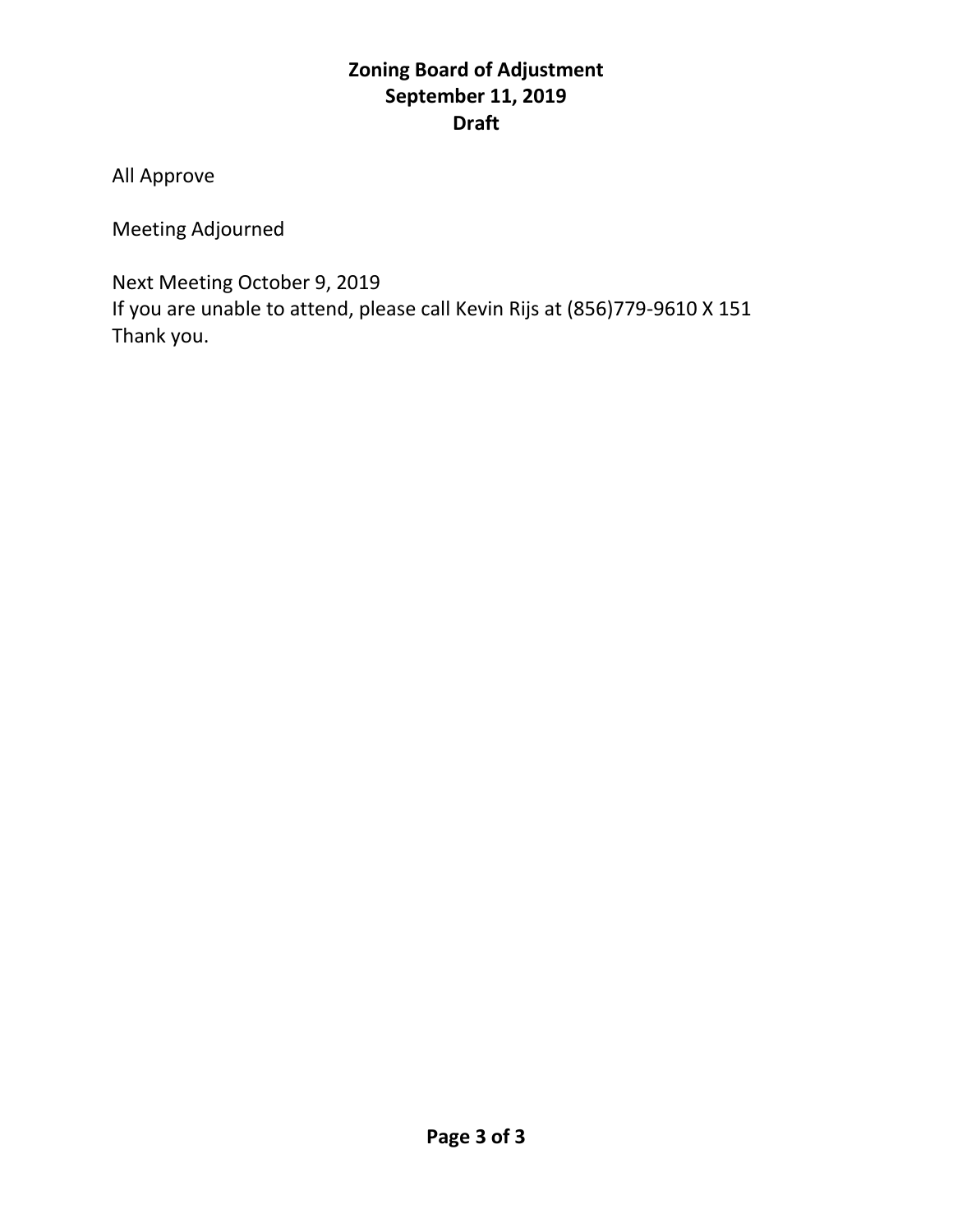All Approve

Meeting Adjourned

Next Meeting October 9, 2019
If you are unable to attend, please call Kevin Rijs at (856)779-9610 X 151
Thank you.